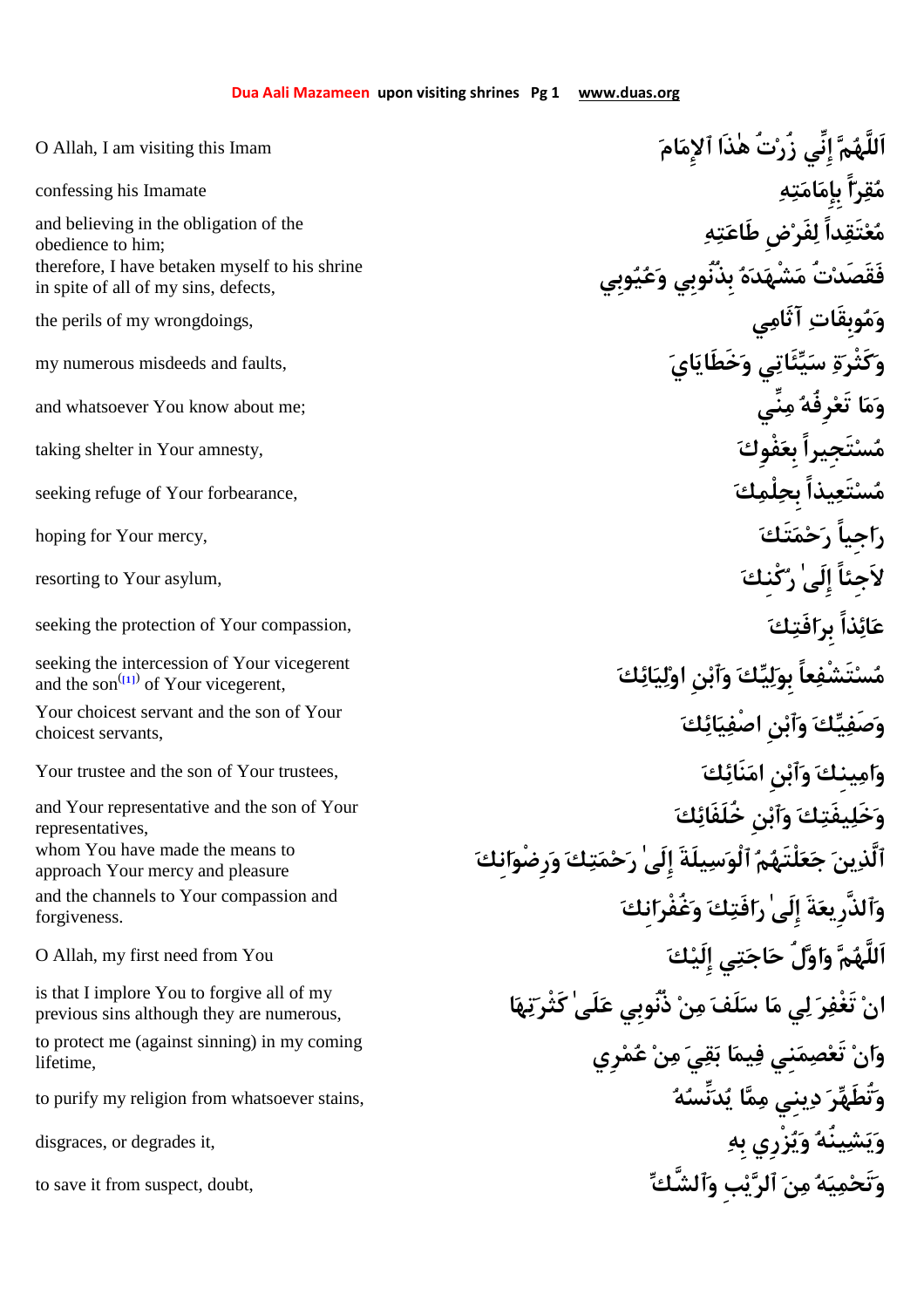| | |
|---|---|
| O Allah, I am visiting this Imam | اَللَّهُمَّ إِنِّي زُرْتُ هٰذَا ٱلإِمَامَ |
| confessing his Imamate | مُقِراًّ بِإِمَامَتِهِ |
| and believing in the obligation of the obedience to him; | مُعْتَقِداً لِفَرْضِ طَاعَتِهِ |
| therefore, I have betaken myself to his shrine in spite of all of my sins, defects, | فَقَصَدْتُ مَشْهَدَهُ بِذُنُوبِي وَعُيُوبِي |
| the perils of my wrongdoings, | وَمُوبِقَاتِ آثَامِي |
| my numerous misdeeds and faults, | وَكَثْرَةِ سَيِّئَاتِي وَخَطَايَايَ |
| and whatsoever You know about me; | وَمَا تَعْرِفُهُ مِنِّي |
| taking shelter in Your amnesty, | مُسْتَجِيراً بِعَفْوِكَ |
| seeking refuge of Your forbearance, | مُسْتَعِيذاً بِحِلْمِكَ |
| hoping for Your mercy, | رَاجِياً رَحْمَتَكَ |
| resorting to Your asylum, | لاَجِئاً إِلَىٰ رُكْنِكَ |
| seeking the protection of Your compassion, | عَائِذاً بِرَافَتِكَ |
| seeking the intercession of Your vicegerent and the son[1] of Your vicegerent, | مُسْتَشْفِعاً بِوَلِيِّكَ وَٱبْنِ اوْلِيَائِكَ |
| Your choicest servant and the son of Your choicest servants, | وَصَفِيِّكَ وَٱبْنِ اصْفِيَائِكَ |
| Your trustee and the son of Your trustees, | وَامِينِكَ وَٱبْنِ امَنَائِكَ |
| and Your representative and the son of Your representatives, | وَخَلِيفَتِكَ وَٱبْنِ خُلَفَائِكَ |
| whom You have made the means to approach Your mercy and pleasure | ٱلَّذِينَ جَعَلْتَهُمُ ٱلْوَسِيلَةَ إِلَىٰ رَحْمَتِكَ وَرِضْوَانِكَ |
| and the channels to Your compassion and forgiveness. | وَٱلذَّرِيعَةَ إِلَىٰ رَافَتِكَ وَغُفْرَانِكَ |
| O Allah, my first need from You | اَللَّهُمَّ وَاوَّلُ حَاجَتِي إِلَيْكَ |
| is that I implore You to forgive all of my previous sins although they are numerous, | انْ تَغْفِرَ لِي مَا سَلَفَ مِنْ ذُنُوبِي عَلَىٰ كَثْرَتِهَا |
| to protect me (against sinning) in my coming lifetime, | وَانْ تَعْصِمَنِي فِيمَا بَقِيَ مِنْ عُمْرِي |
| to purify my religion from whatsoever stains, | وَتُطَهِّرَ دِينِي مِمَّا يُدَنِّسُهُ |
| disgraces, or degrades it, | وَيَشِينُهُ وَيُزْرِي بِهِ |
| to save it from suspect, doubt, | وَتَحْمِيَهُ مِنَ ٱلرَّيْبِ وَٱلشَّكِّ |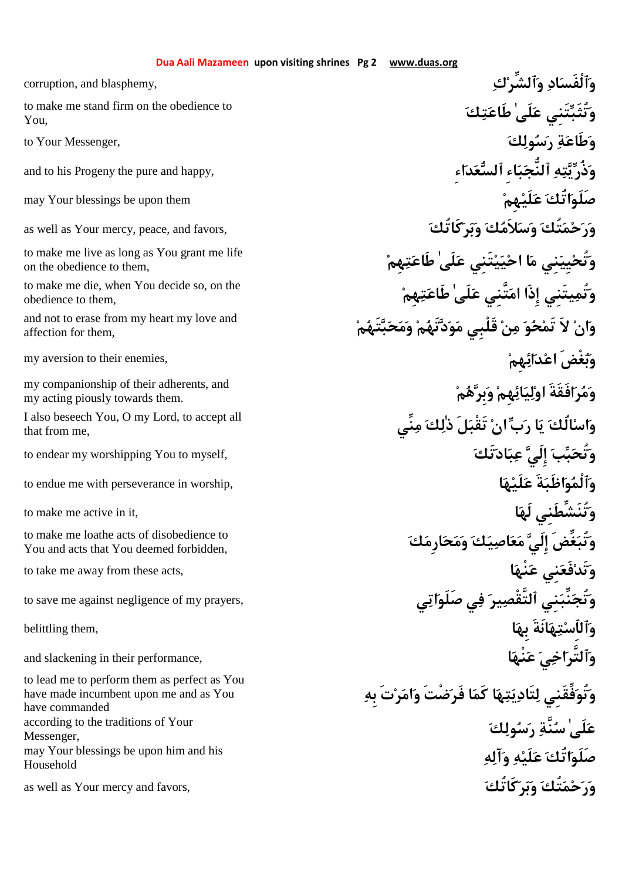| | |
|---|---|
| corruption, and blasphemy, | وَٱلْفَسَادِ وَٱلشِّرْكِ |
| to make me stand firm on the obedience to You, | وَتُثَبِّتَنِي عَلَىٰ طَاعَتِكَ |
| to Your Messenger, | وَطَاعَةِ رَسُولِكَ |
| and to his Progeny the pure and happy, | وَذُرِّيَّتِهِ ٱلنُّجَبَاءِ ٱلسُّعَدَاءِ |
| may Your blessings be upon them | صَلَوَاتُكَ عَلَيْهِمْ |
| as well as Your mercy, peace, and favors, | وَرَحْمَتُكَ وَسَلاَمُكَ وَبَرَكَاتُكَ |
| to make me live as long as You grant me life on the obedience to them, | وَتُحْيِيَنِي مَا احْيَيْتَنِي عَلَىٰ طَاعَتِهِمْ |
| to make me die, when You decide so, on the obedience to them, | وَتُمِيتَنِي إِذَا امَتَّنِي عَلَىٰ طَاعَتِهِمْ |
| and not to erase from my heart my love and affection for them, | وَانْ لاَ تَمْحُوَ مِنْ قَلْبِي مَوَدَّتَهُمْ وَمَحَبَّتَهُمْ |
| my aversion to their enemies, | وَبُغْضَ اعْدَائِهِمْ |
| my companionship of their adherents, and my acting piously towards them. | وَمُرَافَقَةَ اوْلِيَائِهِمْ وَبِرَّهُمْ |
| I also beseech You, O my Lord, to accept all that from me, | وَاسْالُكَ يَا رَبِّ انْ تَقْبَلَ ذٰلِكَ مِنِّي |
| to endear my worshipping You to myself, | وَتُحَبِّبَ إِلَيَّ عِبَادَتَكَ |
| to endue me with perseverance in worship, | وَٱلْمُوَاظَبَةَ عَلَيْهَا |
| to make me active in it, | وَتُنَشِّطَنِي لَهَا |
| to make me loathe acts of disobedience to You and acts that You deemed forbidden, | وَتُبَغِّضَ إِلَيَّ مَعَاصِيَكَ وَمَحَارِمَكَ |
| to take me away from these acts, | وَتَدْفَعَنِي عَنْهَا |
| to save me against negligence of my prayers, | وَتُجَنِّبَنِي ٱلتَّقْصِيرَ فِي صَلَوَاتِي |
| belittling them, | وَٱلاِسْتِهَانَةَ بِهَا |
| and slackening in their performance, | وَٱلتَّرَاخِيَ عَنْهَا |
| to lead me to perform them as perfect as You have made incumbent upon me and as You have commanded | وَتُوَفِّقَنِي لِتَادِيَتِهَا كَمَا فَرَضْتَ وَامَرْتَ بِهِ |
| according to the traditions of Your Messenger, | عَلَىٰ سُنَّةِ رَسُولِكَ |
| may Your blessings be upon him and his Household | صَلَوَاتُكَ عَلَيْهِ وَآلِهِ |
| as well as Your mercy and favors, | وَرَحْمَتُكَ وَبَرَكَاتُكَ |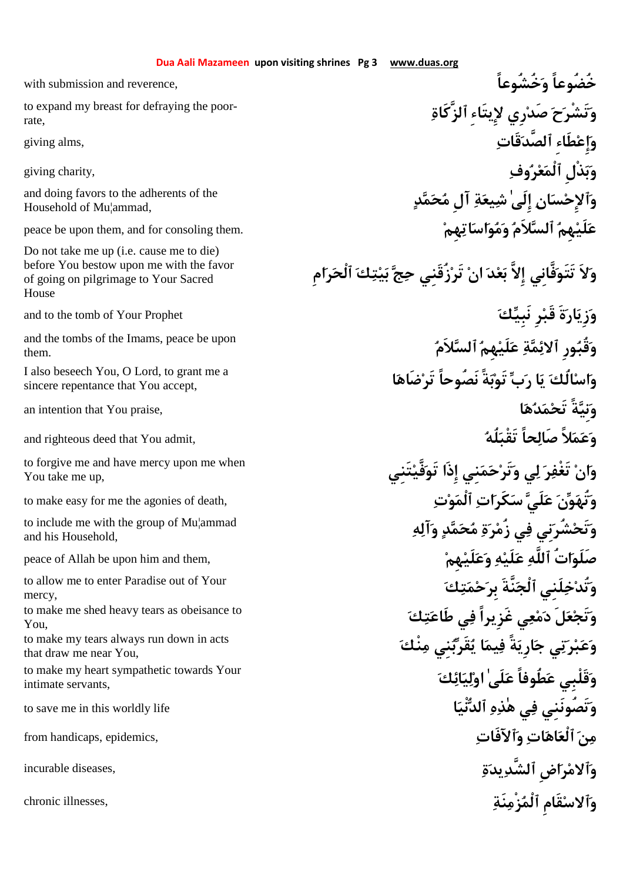| | |
|---|---|
| with submission and reverence, | خُضُوعاً وَخُشُوعاً |
| to expand my breast for defraying the poor-rate, | وَتَشْرَحَ صَدْرِي لإِيتَاءِ ٱلزَّكَاةِ |
| giving alms, | وَإِعْطَاءِ ٱلصَّدَقَاتِ |
| giving charity, | وَبَذْلِ ٱلْمَعْرُوفِ |
| and doing favors to the adherents of the Household of Mu¦ammad, | وَٱلإِحْسَانِ إِلَىٰ شِيعَةِ آلِ مُحَمَّدٍ |
| peace be upon them, and for consoling them. | عَلَيْهِمُ ٱلسَّلاَمُ وَمُوَاسَاتِهِمْ |
| Do not take me up (i.e. cause me to die) before You bestow upon me with the favor of going on pilgrimage to Your Sacred House | وَلاَ تَتَوَفَّانِي إِلاَّ بَعْدَ انْ تَرْزُقَنِي حِجَّ بَيْتِكَ ٱلْحَرَامِ |
| and to the tomb of Your Prophet | وَزِيَارَةَ قَبْرِ نَبِيِّكَ |
| and the tombs of the Imams, peace be upon them. | وَقُبُورِ ٱلائِمَّةِ عَلَيْهِمُ ٱلسَّلاَمُ |
| I also beseech You, O Lord, to grant me a sincere repentance that You accept, | وَاسْالُكَ يَا رَبِّ تَوْبَةً نَصُوحاً تَرْضَاهَا |
| an intention that You praise, | وَنِيَّةً تَحْمَدُهَا |
| and righteous deed that You admit, | وَعَمَلاً صَالِحاً تَقْبَلُهُ |
| to forgive me and have mercy upon me when You take me up, | وَانْ تَغْفِرَ لِي وَتَرْحَمَنِي إِذَا تَوَفَّيْتَنِي |
| to make easy for me the agonies of death, | وَتُهَوِّنَ عَلَيَّ سَكَرَاتِ ٱلْمَوْتِ |
| to include me with the group of Mu¦ammad and his Household, | وَتَحْشُرَنِي فِي زُمْرَةِ مُحَمَّدٍ وَآلِهِ |
| peace of Allah be upon him and them, | صَلَوَاتُ ٱللَّهِ عَلَيْهِ وَعَلَيْهِمْ |
| to allow me to enter Paradise out of Your mercy, | وَتُدْخِلَنِي ٱلْجَنَّةَ بِرَحْمَتِكَ |
| to make me shed heavy tears as obeisance to You, | وَتَجْعَلَ دَمْعِي غَزِيراً فِي طَاعَتِكَ |
| to make my tears always run down in acts that draw me near You, | وَعَبْرَتِي جَارِيَةً فِيمَا يُقَرِّبُنِي مِنْكَ |
| to make my heart sympathetic towards Your intimate servants, | وَقَلْبِي عَطُوفاً عَلَىٰ اوْلِيَائِكَ |
| to save me in this worldly life | وَتَصُونَنِي فِي هٰذِهِ ٱلدُّنْيَا |
| from handicaps, epidemics, | مِنَ ٱلْعَاهَاتِ وَٱلآفَاتِ |
| incurable diseases, | وَٱلامْرَاضِ ٱلشَّدِيدَةِ |
| chronic illnesses, | وَٱلاسْقَامِ ٱلْمُزْمِنَةِ |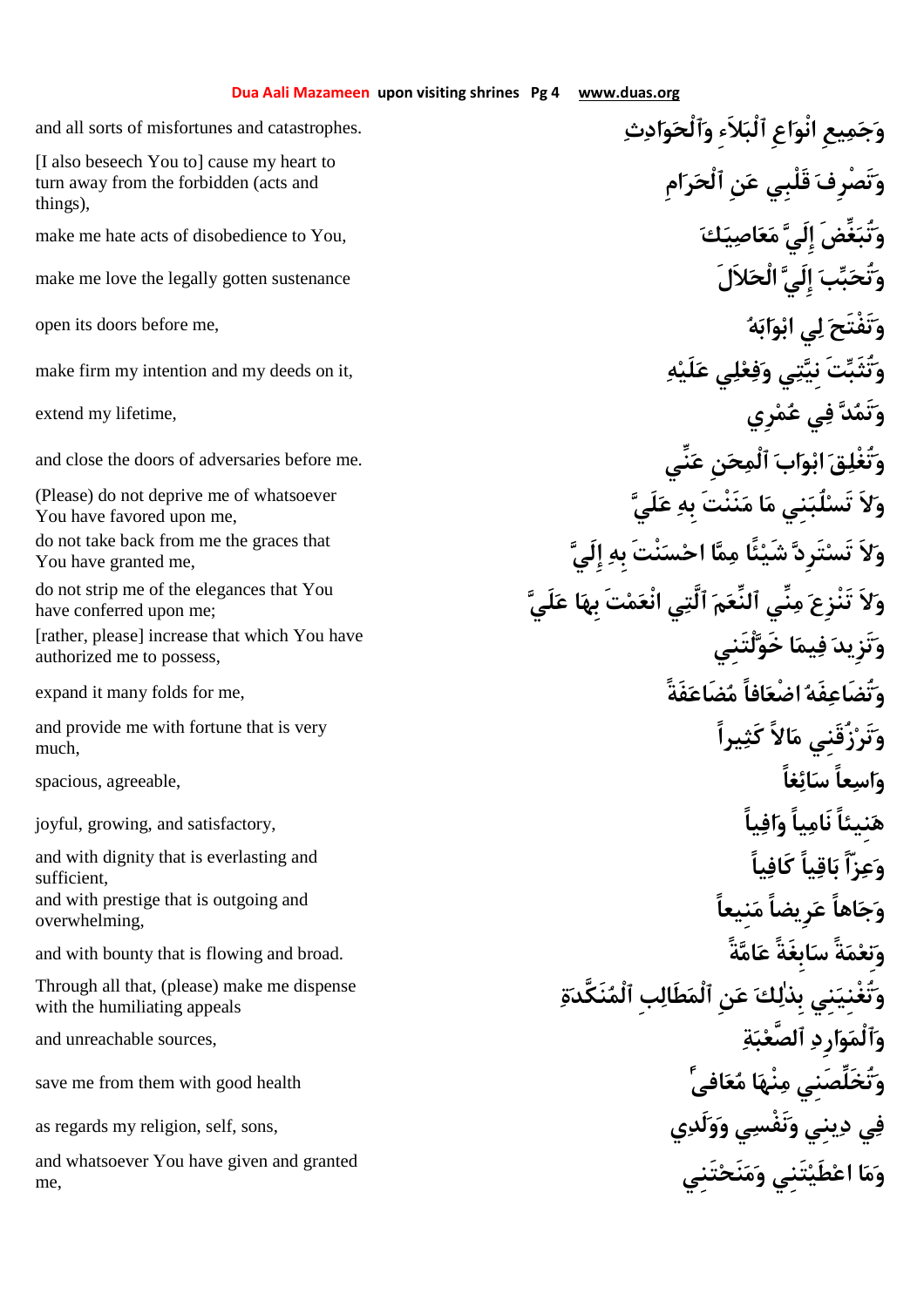| | |
|---|---|
| and all sorts of misfortunes and catastrophes. | وَجَمِيعِ انْوَاعِ ٱلْبَلاَءِ وَٱلْحَوَادِثِ |
| [I also beseech You to] cause my heart to turn away from the forbidden (acts and things), | وَتَصْرِفَ قَلْبِي عَنِ ٱلْحَرَامِ |
| make me hate acts of disobedience to You, | وَتُبَغِّضَ إِلَيَّ مَعَاصِيَكَ |
| make me love the legally gotten sustenance | وَتُحَبِّبَ إِلَيَّ الْحَلاَلَ |
| open its doors before me, | وَتَفْتَحَ لِي ابْوَابَهُ |
| make firm my intention and my deeds on it, | وَتُثَبِّتَ نِيَّتِي وَفِعْلِي عَلَيْهِ |
| extend my lifetime, | وَتَمُدَّ فِي عُمْرِي |
| and close the doors of adversaries before me. | وَتُغْلِقَ ابْوَابَ ٱلْمِحَنِ عَنِّي |
| (Please) do not deprive me of whatsoever You have favored upon me, | وَلاَ تَسْلُبَنِي مَا مَنَنْتَ بِهِ عَلَيَّ |
| do not take back from me the graces that You have granted me, | وَلاَ تَسْتَرِدَّ شَيْئًا مِمَّا احْسَنْتَ بِهِ إِلَيَّ |
| do not strip me of the elegances that You have conferred upon me; | وَلاَ تَنْزِعَ مِنِّي ٱلنِّعَمَ ٱلَّتِي انْعَمْتَ بِهَا عَلَيَّ |
| [rather, please] increase that which You have authorized me to possess, | وَتَزِيدَ فِيمَا خَوَّلْتَنِي |
| expand it many folds for me, | وَتُضَاعِفَهُ اضْعَافاً مُضَاعَفَةً |
| and provide me with fortune that is very much, | وَتَرْزُقَنِي مَالاً كَثِيراً |
| spacious, agreeable, | وَاسِعاً سَائِغاً |
| joyful, growing, and satisfactory, | هَنِيئاً نَامِياً وَافِياً |
| and with dignity that is everlasting and sufficient, | وَعِزّاً بَاقِياً كَافِياً |
| and with prestige that is outgoing and overwhelming, | وَجَاهاً عَرِيضاً مَنِيعاً |
| and with bounty that is flowing and broad. | وَنِعْمَةً سَابِغَةً عَامَّةً |
| Through all that, (please) make me dispense with the humiliating appeals | وَتُغْنِيَنِي بِذٰلِكَ عَنِ ٱلْمَطَالِبِ ٱلْمُنَكَّدَةِ |
| and unreachable sources, | وَٱلْمَوَارِدِ ٱلصَّعْبَةِ |
| save me from them with good health | وَتُخَلِّصَنِي مِنْهَا مُعَافىً |
| as regards my religion, self, sons, | فِي دِينِي وَنَفْسِي وَوَلَدِي |
| and whatsoever You have given and granted me, | وَمَا اعْطَيْتَنِي وَمَنَحْتَنِي |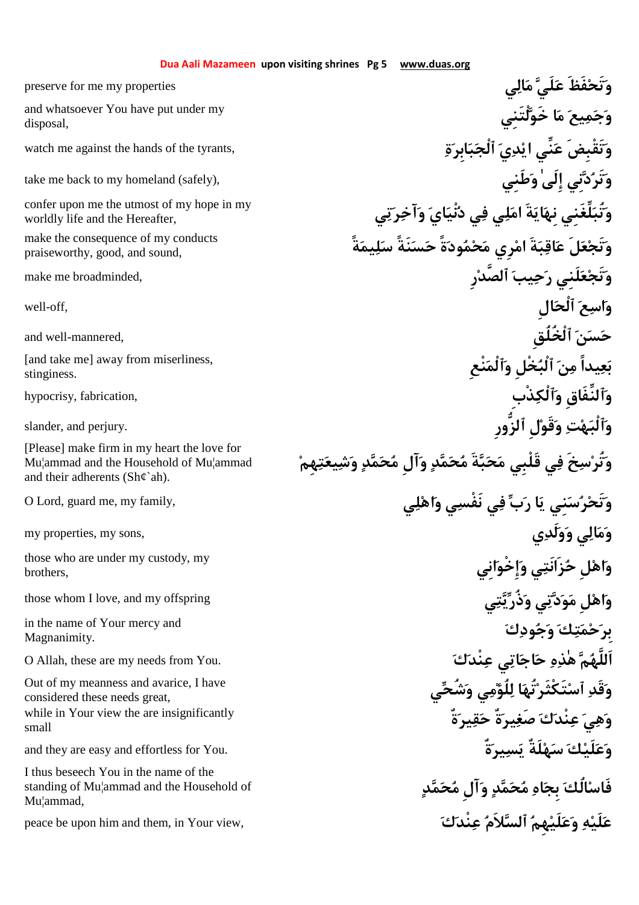| | |
|---|---|
| preserve for me my properties | وَتَحْفَظَ عَلَيَّ مَالِي |
| and whatsoever You have put under my disposal, | وَجَمِيعَ مَا خَوَّلْتَنِي |
| watch me against the hands of the tyrants, | وَتَقْبِضَ عَنِّي ايْدِيَ ٱلْجَبَابِرَةِ |
| take me back to my homeland (safely), | وَتَرُدَّنِي إِلَىٰ وَطَنِي |
| confer upon me the utmost of my hope in my worldly life and the Hereafter, | وَتُبَلِّغَنِي نِهَايَةَ امَلِي فِي دُنْيَايَ وَآخِرَتِي |
| make the consequence of my conducts praiseworthy, good, and sound, | وَتَجْعَلَ عَاقِبَةَ امْرِي مَحْمُودَةً حَسَنَةً سَلِيمَةً |
| make me broadminded, | وَتَجْعَلَنِي رَحِيبَ ٱلصَّدْرِ |
| well-off, | وَاسِعَ ٱلْحَالِ |
| and well-mannered, | حَسَنَ ٱلْخُلُقِ |
| [and take me] away from miserliness, stinginess. | بَعِيداً مِنَ ٱلْبُخْلِ وَٱلْمَنْعِ |
| hypocrisy, fabrication, | وَٱلنِّفَاقِ وَٱلْكِذْبِ |
| slander, and perjury. | وَٱلْبَهْتِ وَقَوْلِ ٱلزُّورِ |
| [Please] make firm in my heart the love for Mu¦ammad and the Household of Mu¦ammad and their adherents (Sh¢`ah). | وَتُرْسِخَ فِي قَلْبِي مَحَبَّةَ مُحَمَّدٍ وَآلِ مُحَمَّدٍ وَشِيعَتِهِمْ |
| O Lord, guard me, my family, | وَتَحْرُسَنِي يَا رَبِّ فِي نَفْسِي وَاهْلِي |
| my properties, my sons, | وَمَالِي وَوَلَدِي |
| those who are under my custody, my brothers, | وَاهْلِ حُزَانَتِي وَإِخْوَانِي |
| those whom I love, and my offspring | وَاهْلِ مَوَدَّتِي وَذُرِّيَّتِي |
| in the name of Your mercy and Magnanimity. | بِرَحْمَتِكَ وَجُودِكَ |
| O Allah, these are my needs from You. | اَللَّهُمَّ هٰذِهِ حَاجَاتِي عِنْدَكَ |
| Out of my meanness and avarice, I have considered these needs great, | وَقَدِ ٱسْتَكْثَرْتُهَا لِلُؤْمِي وَشُحِّي |
| while in Your view the are insignificantly small | وَهِيَ عِنْدَكَ صَغِيرَةٌ حَقِيرَةٌ |
| and they are easy and effortless for You. | وَعَلَيْكَ سَهْلَةٌ يَسِيرَةٌ |
| I thus beseech You in the name of the standing of Mu¦ammad and the Household of Mu¦ammad, | فَاسْالُكَ بِجَاهِ مُحَمَّدٍ وَآلِ مُحَمَّدٍ |
| peace be upon him and them, in Your view, | عَلَيْهِ وَعَلَيْهِمُ ٱلسَّلاَمُ عِنْدَكَ |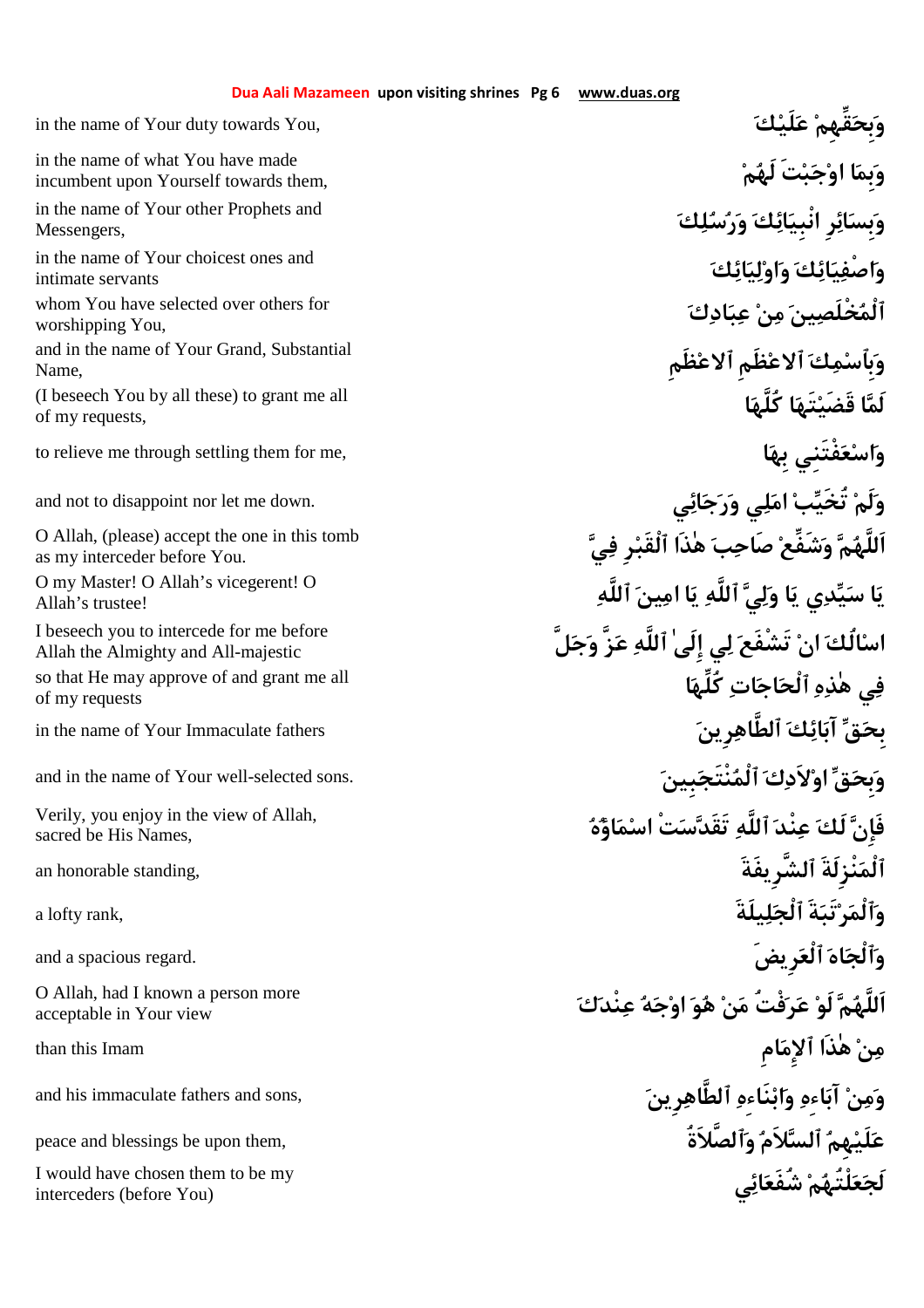| | |
|---|---|
| in the name of Your duty towards You, | وَبِحَقِّهِمْ عَلَيْكَ |
| in the name of what You have made incumbent upon Yourself towards them, | وَبِمَا اوْجَبْتَ لَهُمْ |
| in the name of Your other Prophets and Messengers, | وَبِسَائِرِ انْبِيَائِكَ وَرُسُلِكَ |
| in the name of Your choicest ones and intimate servants | وَاصْفِيَائِكَ وَاوْلِيَائِكَ |
| whom You have selected over others for worshipping You, | ٱلْمُخْلَصِينَ مِنْ عِبَادِكَ |
| and in the name of Your Grand, Substantial Name, | وَبِٱسْمِكَ ٱلاعْظَمِ ٱلاعْظَمِ |
| (I beseech You by all these) to grant me all of my requests, | لَمَّا قَضَيْتَهَا كُلَّهَا |
| to relieve me through settling them for me, | وَاسْعَفْتَنِي بِهَا |
| and not to disappoint nor let me down. | وَلَمْ تُخَيِّبْ امَلِي وَرَجَائِي |
| O Allah, (please) accept the one in this tomb as my interceder before You. | اَللَّهُمَّ وَشَفِّعْ صَاحِبَ هٰذَا ٱلْقَبْرِ فِيَّ |
| O my Master! O Allah's vicegerent! O Allah's trustee! | يَا سَيِّدِي يَا وَلِيَّ ٱللَّهِ يَا امِينَ ٱللَّهِ |
| I beseech you to intercede for me before Allah the Almighty and All-majestic | اسْالُكَ انْ تَشْفَعَ لِي إِلَىٰ ٱللَّهِ عَزَّ وَجَلَّ |
| so that He may approve of and grant me all of my requests | فِي هٰذِهِ ٱلْحَاجَاتِ كُلِّهَا |
| in the name of Your Immaculate fathers | بِحَقِّ آبَائِكَ ٱلطَّاهِرِينَ |
| and in the name of Your well-selected sons. | وَبِحَقِّ اوْلاَدِكَ ٱلْمُنْتَجَبِينَ |
| Verily, you enjoy in the view of Allah, sacred be His Names, | فَإِنَّ لَكَ عِنْدَ ٱللَّهِ تَقَدَّسَتْ اسْمَاؤُهُ |
| an honorable standing, | ٱلْمَنْزِلَةَ ٱلشَّرِيفَةَ |
| a lofty rank, | وَٱلْمَرْتَبَةَ ٱلْجَلِيلَةَ |
| and a spacious regard. | وَٱلْجَاهَ ٱلْعَرِيضَ |
| O Allah, had I known a person more acceptable in Your view | اَللَّهُمَّ لَوْ عَرَفْتُ مَنْ هُوَ اوْجَهُ عِنْدَكَ |
| than this Imam | مِنْ هٰذَا ٱلإِمَامِ |
| and his immaculate fathers and sons, | وَمِنْ آبَاءِهِ وَابْنَاءِهِ ٱلطَّاهِرِينَ |
| peace and blessings be upon them, | عَلَيْهِمُ ٱلسَّلاَمُ وَٱلصَّلاَةُ |
| I would have chosen them to be my interceders (before You) | لَجَعَلْتُهُمْ شُفَعَائِي |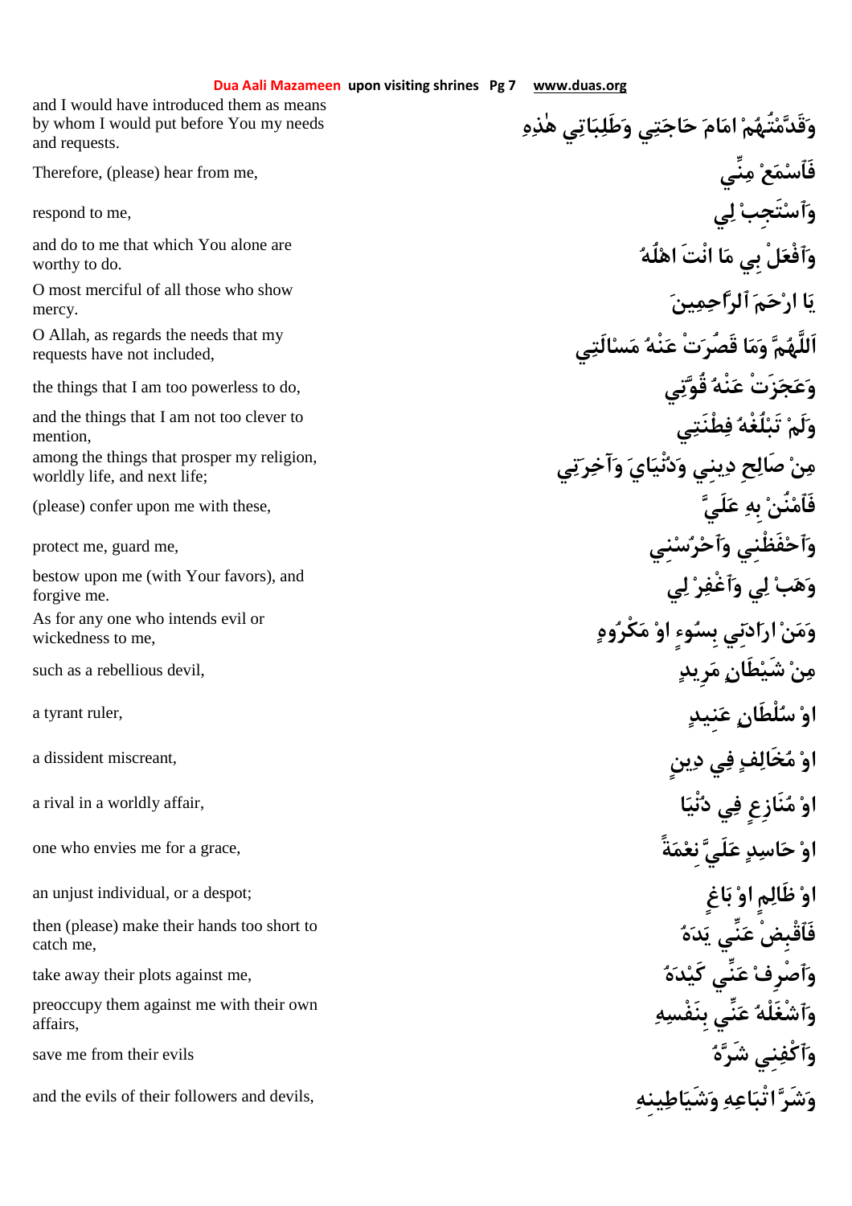| | |
|---|---|
| and I would have introduced them as means by whom I would put before You my needs and requests. | وَقَدَّمْتُهُمْ امَامَ حَاجَتِي وَطَلِبَاتِي هٰذِهِ |
| Therefore, (please) hear from me, | فَٱسْمَعْ مِنِّي |
| respond to me, | وَٱسْتَجِبْ لِي |
| and do to me that which You alone are worthy to do. | وَٱفْعَلْ بِي مَا انْتَ اهْلُهُ |
| O most merciful of all those who show mercy. | يَا ارْحَمَ ٱلرَّاحِمِينَ |
| O Allah, as regards the needs that my requests have not included, | اَللَّهُمَّ وَمَا قَصُرَتْ عَنْهُ مَسْالَتِي |
| the things that I am too powerless to do, | وَعَجَزَتْ عَنْهُ قُوَّتِي |
| and the things that I am not too clever to mention, | وَلَمْ تَبْلُغْهُ فِطْنَتِي |
| among the things that prosper my religion, worldly life, and next life; | مِنْ صَالِحِ دِينِي وَدُنْيَايَ وَآخِرَتِي |
| (please) confer upon me with these, | فَٱمْنُنْ بِهِ عَلَيَّ |
| protect me, guard me, | وَٱحْفَظْنِي وَٱحْرُسْنِي |
| bestow upon me (with Your favors), and forgive me. | وَهَبْ لِي وَٱغْفِرْ لِي |
| As for any one who intends evil or wickedness to me, | وَمَنْ ارَادَنِي بِسُوءٍ اوْ مَكْرُوهٍ |
| such as a rebellious devil, | مِنْ شَيْطَانٍ مَرِيدٍ |
| a tyrant ruler, | اوْ سُلْطَانٍ عَنِيدٍ |
| a dissident miscreant, | اوْ مُخَالِفٍ فِي دِينٍ |
| a rival in a worldly affair, | اوْ مُنَازِعٍ فِي دُنْيَا |
| one who envies me for a grace, | اوْ حَاسِدٍ عَلَيَّ نِعْمَةً |
| an unjust individual, or a despot; | اوْ ظَالِمٍ اوْ بَاغٍ |
| then (please) make their hands too short to catch me, | فَٱقْبِضْ عَنِّي يَدَهُ |
| take away their plots against me, | وَٱصْرِفْ عَنِّي كَيْدَهُ |
| preoccupy them against me with their own affairs, | وَٱشْغَلْهُ عَنِّي بِنَفْسِهِ |
| save me from their evils | وَٱكْفِنِي شَرَّهُ |
| and the evils of their followers and devils, | وَشَرَّ اتْبَاعِهِ وَشَيَاطِينِهِ |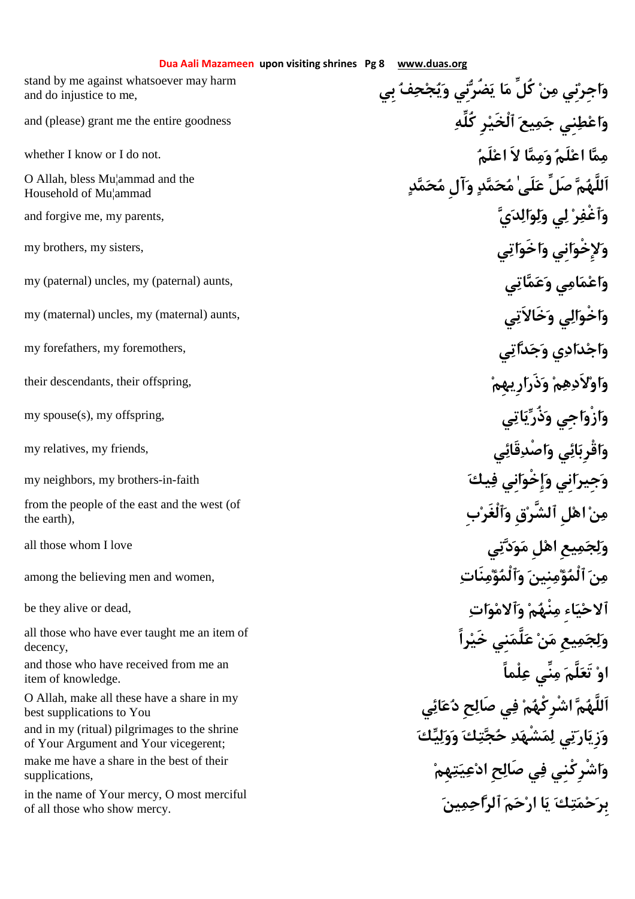| | |
|---|---|
| stand by me against whatsoever may harm and do injustice to me, | وَاجِرْنِي مِنْ كُلِّ مَا يَضُرُّنِي وَيُجْحِفُ بِي |
| and (please) grant me the entire goodness | وَاعْطِنِي جَمِيعَ ٱلْخَيْرِ كُلِّهِ |
| whether I know or I do not. | مِمَّا اعْلَمُ وَمِمَّا لاَ اعْلَمُ |
| O Allah, bless Mu¦ammad and the Household of Mu¦ammad | اَللَّهُمَّ صَلِّ عَلَىٰ مُحَمَّدٍ وَآلِ مُحَمَّدٍ |
| and forgive me, my parents, | وَٱغْفِرْ لِي وَلِوَالِدَيَّ |
| my brothers, my sisters, | وَلإِخْوَانِي وَاخَوَاتِي |
| my (paternal) uncles, my (paternal) aunts, | وَاعْمَامِي وَعَمَّاتِي |
| my (maternal) uncles, my (maternal) aunts, | وَاخْوَالِي وَخَالاَتِي |
| my forefathers, my foremothers, | وَاجْدَادِي وَجَدَّاتِي |
| their descendants, their offspring, | وَاوْلاَدِهِمْ وَذَرَارِيهِمْ |
| my spouse(s), my offspring, | وَازْوَاجِي وَذُرِّيَّاتِي |
| my relatives, my friends, | وَاقْرِبَائِي وَاصْدِقَائِي |
| my neighbors, my brothers-in-faith | وَجِيرَانِي وَإِخْوَانِي فِيكَ |
| from the people of the east and the west (of the earth), | مِنْ اهْلِ ٱلشَّرْقِ وَٱلْغَرْبِ |
| all those whom I love | وَلِجَمِيعِ اهْلِ مَوَدَّتِي |
| among the believing men and women, | مِنَ ٱلْمُؤْمِنِينَ وَٱلْمُؤْمِنَاتِ |
| be they alive or dead, | ٱلاحْيَاءِ مِنْهُمْ وَٱلامْوَاتِ |
| all those who have ever taught me an item of decency, | وَلِجَمِيعِ مَنْ عَلَّمَنِي خَيْراً |
| and those who have received from me an item of knowledge. | اوْ تَعَلَّمَ مِنِّي عِلْماً |
| O Allah, make all these have a share in my best supplications to You | اَللَّهُمَّ اشْرِكْهُمْ فِي صَالِحِ دُعَائِي |
| and in my (ritual) pilgrimages to the shrine of Your Argument and Your vicegerent; | وَزِيَارَتِي لِمَشْهَدِ حُجَّتِكَ وَوَلِيِّكَ |
| make me have a share in the best of their supplications, | وَاشْرِكْنِي فِي صَالِحِ ادْعِيَتِهِمْ |
| in the name of Your mercy, O most merciful of all those who show mercy. | بِرَحْمَتِكَ يَا ارْحَمَ ٱلرَّاحِمِينَ |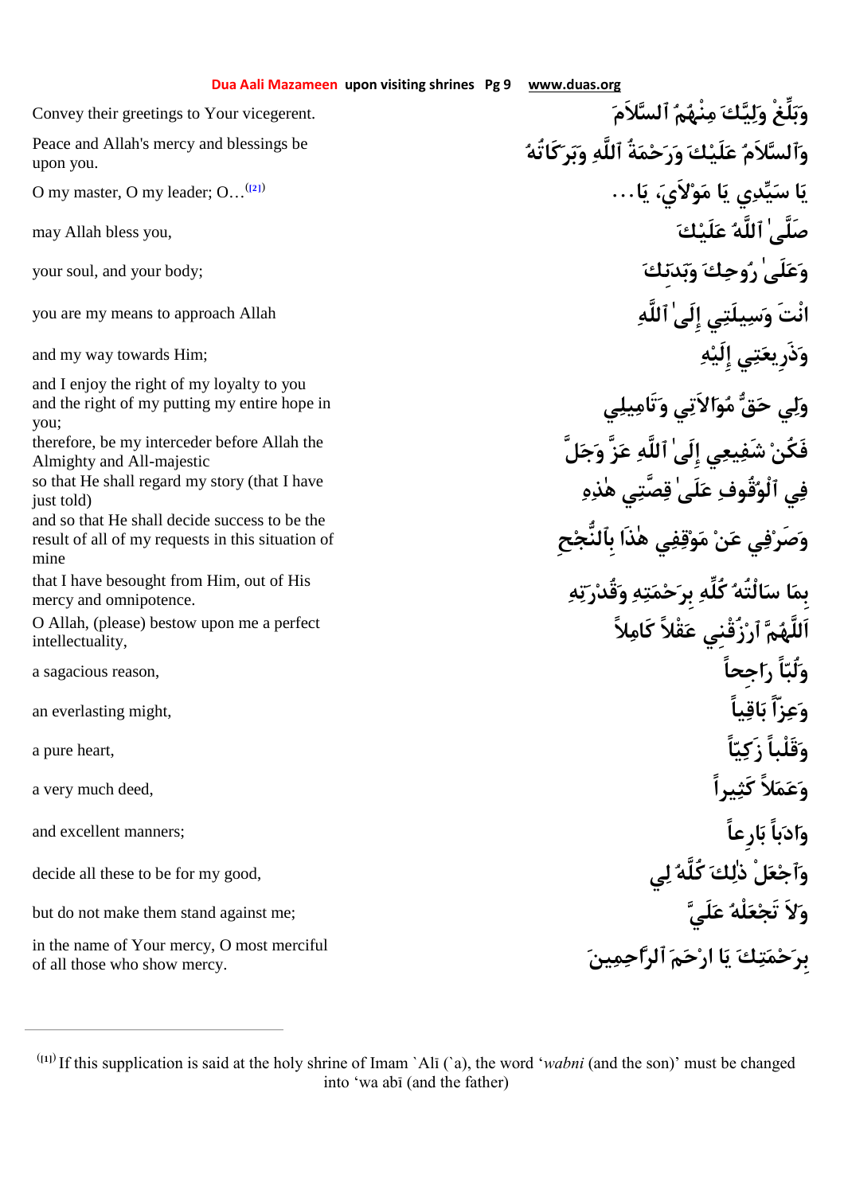Convey their greetings to Your vicegerent. | وَبَلِّغْ وَلِيَّكَ مِنْهُمُ ٱلسَّلاَمَ

Peace and Allah's mercy and blessings be upon you. | وَٱلسَّلاَمُ عَلَيْكَ وَرَحْمَةُ ٱللَّهِ وَبَرَكَاتُهُ

O my master, O my leader; O…[12] | يَا سَيِّدِي يَا مَوْلاَيَ، يَا...

may Allah bless you, | صَلَّىٰ ٱللَّهُ عَلَيْكَ

your soul, and your body; | وَعَلَىٰ رُوحِكَ وَبَدَنِكَ

you are my means to approach Allah | انْتَ وَسِيلَتِي إِلَىٰ ٱللَّهِ

and my way towards Him; | وَذَرِيعَتِي إِلَيْهِ

and I enjoy the right of my loyalty to you and the right of my putting my entire hope in you; | وَلِي حَقُّ مُوَالاَتِي وَتَامِيلِي

therefore, be my interceder before Allah the Almighty and All-majestic | فَكُنْ شَفِيعِي إِلَىٰ ٱللَّهِ عَزَّ وَجَلَّ

so that He shall regard my story (that I have just told) | فِي ٱلْوُقُوفِ عَلَىٰ قِصَّتِي هٰذِهِ

and so that He shall decide success to be the result of all of my requests in this situation of mine | وَصَرْفِي عَنْ مَوْقِفِي هٰذَا بِٱلنُّجْحِ

that I have besought from Him, out of His mercy and omnipotence. | بِمَا سَالْتُهُ كُلِّهِ بِرَحْمَتِهِ وَقُدْرَتِهِ

O Allah, (please) bestow upon me a perfect intellectuality, | اَللَّهُمَّ ٱرْزُقْنِي عَقْلاً كَامِلاً

a sagacious reason, | وَلُبّاً رَاجِحاً

an everlasting might, | وَعِزّاً بَاقِياً

a pure heart, | وَقَلْباً زَكِيّاً

a very much deed, | وَعَمَلاً كَثِيراً

and excellent manners; | وَادَباً بَارِعاً

decide all these to be for my good, | وَٱجْعَلْ ذٰلِكَ كُلَّهُ لِي

but do not make them stand against me; | وَلاَ تَجْعَلْهُ عَلَيَّ

in the name of Your mercy, O most merciful of all those who show mercy. | بِرَحْمَتِكَ يَا ارْحَمَ ٱلرَّاحِمِينَ

---

[12] If this supplication is said at the holy shrine of Imam `Alī (`a), the word '*wabni* (and the son)' must be changed into 'wa abī (and the father)